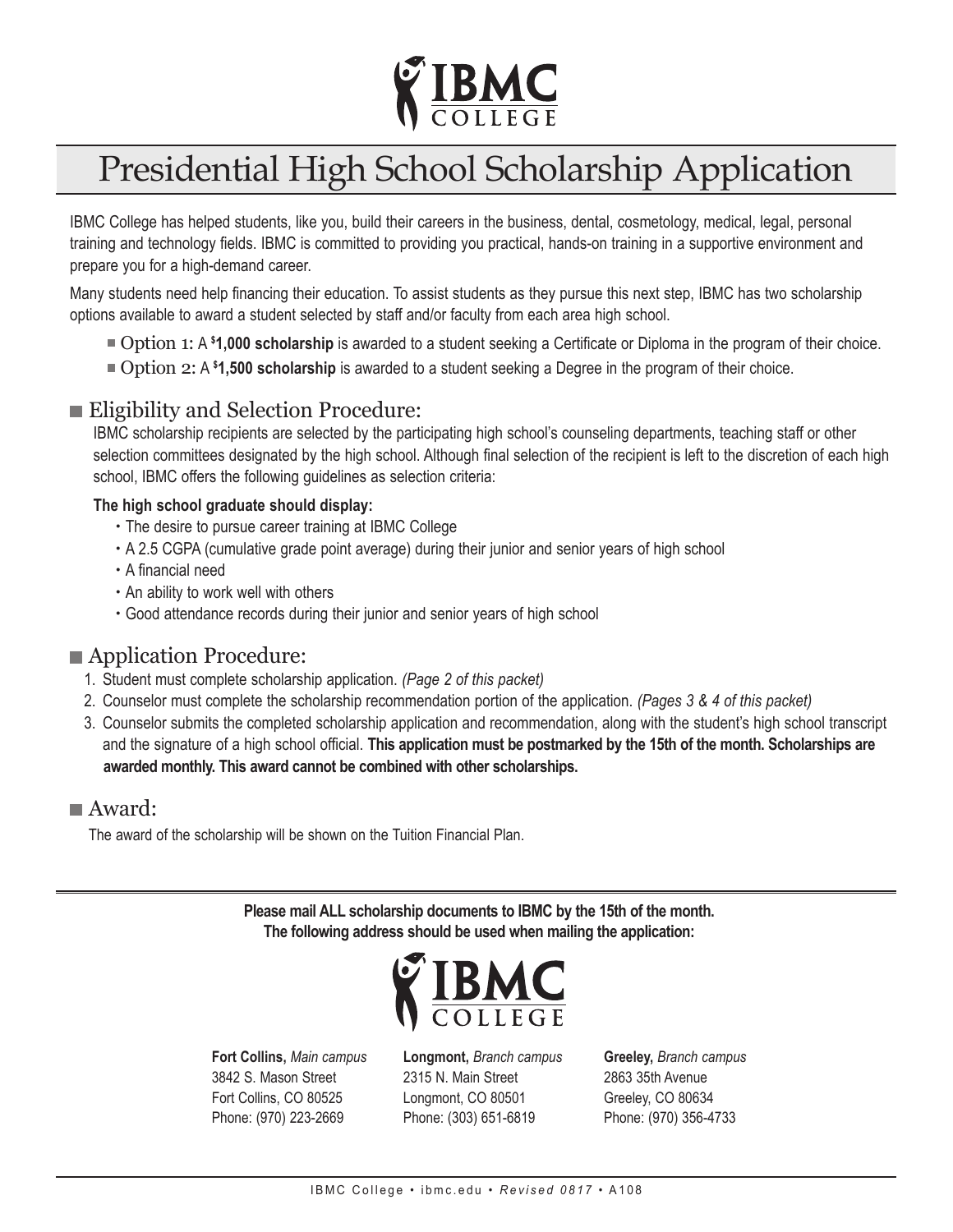# IBMC COLLEGE

# Presidential High School Scholarship Application

IBMC College has helped students, like you, build their careers in the business, dental, cosmetology, medical, legal, personal training and technology fields. IBMC is committed to providing you practical, hands-on training in a supportive environment and prepare you for a high-demand career.

Many students need help financing their education. To assist students as they pursue this next step, IBMC has two scholarship options available to award a student selected by staff and/or faculty from each area high school.

- Option 1: A **$1,000 scholarship** is awarded to a student seeking a Certificate or Diploma in the program of their choice.
- Option 2: A **$1,500 scholarship** is awarded to a student seeking a Degree in the program of their choice.

## Eligibility and Selection Procedure:

IBMC scholarship recipients are selected by the participating high school's counseling departments, teaching staff or other selection committees designated by the high school. Although final selection of the recipient is left to the discretion of each high school, IBMC offers the following guidelines as selection criteria:

**The high school graduate should display:**

- The desire to pursue career training at IBMC College
- A 2.5 CGPA (cumulative grade point average) during their junior and senior years of high school
- A financial need
- An ability to work well with others
- Good attendance records during their junior and senior years of high school

## Application Procedure:

1. Student must complete scholarship application. *(Page 2 of this packet)*
2. Counselor must complete the scholarship recommendation portion of the application. *(Pages 3 & 4 of this packet)*
3. Counselor submits the completed scholarship application and recommendation, along with the student's high school transcript and the signature of a high school official. **This application must be postmarked by the 15th of the month. Scholarships are awarded monthly. This award cannot be combined with other scholarships.**

## Award:

The award of the scholarship will be shown on the Tuition Financial Plan.

---

**Please mail ALL scholarship documents to IBMC by the 15th of the month.**
**The following address should be used when mailing the application:**

IBMC COLLEGE

**Fort Collins,** *Main campus*
3842 S. Mason Street
Fort Collins, CO 80525
Phone: (970) 223-2669

**Longmont,** *Branch campus*
2315 N. Main Street
Longmont, CO 80501
Phone: (303) 651-6819

**Greeley,** *Branch campus*
2863 35th Avenue
Greeley, CO 80634
Phone: (970) 356-4733

IBMC College • ibmc.edu • *Revised 0817* • A108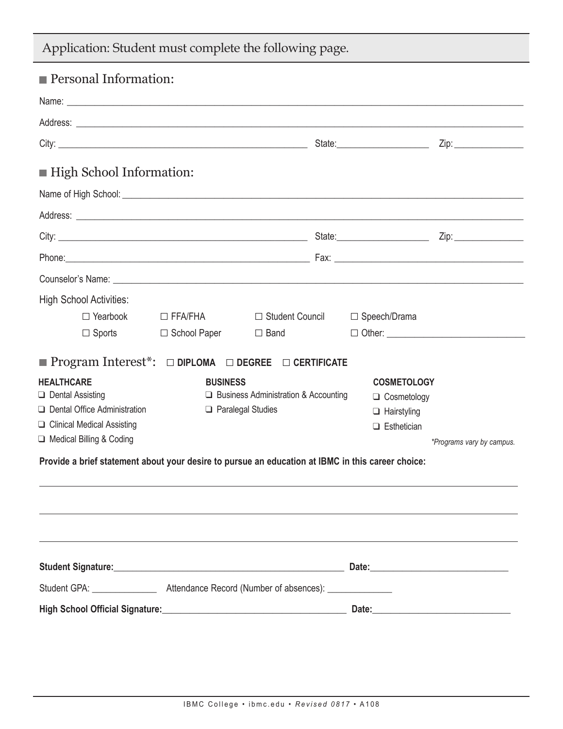## Application: Student must complete the following page.

### Personal Information:

Name: ____________________________________________

Address: ____________________________________________

City: ______________________ State: ____________ Zip: ____________

### High School Information:

Name of High School: ____________________________________________

Address: ____________________________________________

City: ______________________ State: ____________ Zip: ____________

Phone: ______________________ Fax: ______________________

Counselor's Name: ____________________________________________

High School Activities:

- ☐ Yearbook
- ☐ FFA/FHA
- ☐ Student Council
- ☐ Speech/Drama
- ☐ Sports
- ☐ School Paper
- ☐ Band
- ☐ Other: ______________________

### Program Interest*: ☐ DIPLOMA ☐ DEGREE ☐ CERTIFICATE

**HEALTHCARE**
- ❑ Dental Assisting
- ❑ Dental Office Administration
- ❑ Clinical Medical Assisting
- ❑ Medical Billing & Coding

**BUSINESS**
- ❑ Business Administration & Accounting
- ❑ Paralegal Studies

**COSMETOLOGY**
- ❑ Cosmetology
- ❑ Hairstyling
- ❑ Esthetician

*\*Programs vary by campus.*

**Provide a brief statement about your desire to pursue an education at IBMC in this career choice:**

____________________________________________

____________________________________________

____________________________________________

**Student Signature:** ______________________ **Date:** ______________________

Student GPA: ____________ Attendance Record (Number of absences): ____________

**High School Official Signature:** ______________________ **Date:** ______________________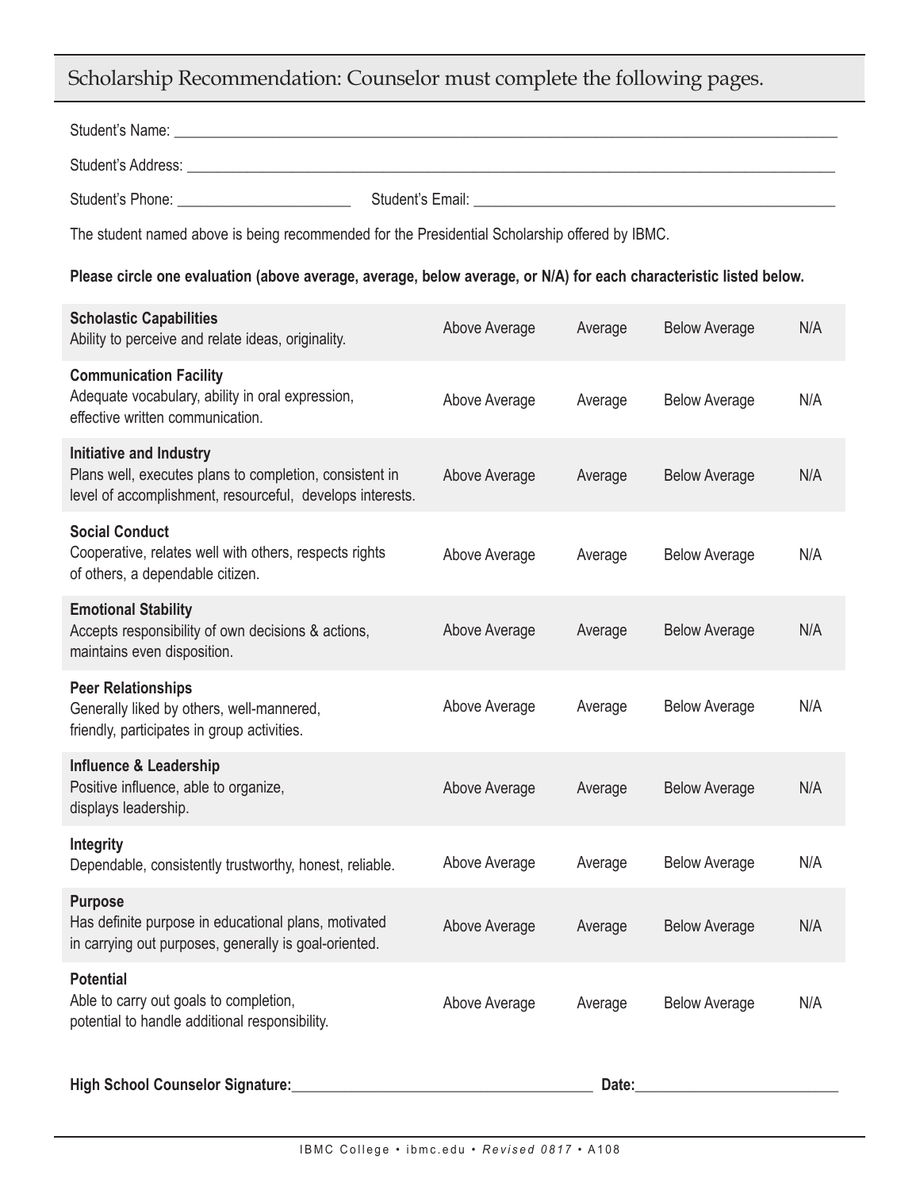## Scholarship Recommendation: Counselor must complete the following pages.

Student's Name: ______________________________________________

Student's Address: ______________________________________________

Student's Phone: ______________________ Student's Email: ______________________________

The student named above is being recommended for the Presidential Scholarship offered by IBMC.

**Please circle one evaluation (above average, average, below average, or N/A) for each characteristic listed below.**

| Characteristic | | | | |
|---|---|---|---|---|
| **Scholastic Capabilities**<br>Ability to perceive and relate ideas, originality. | Above Average | Average | Below Average | N/A |
| **Communication Facility**<br>Adequate vocabulary, ability in oral expression, effective written communication. | Above Average | Average | Below Average | N/A |
| **Initiative and Industry**<br>Plans well, executes plans to completion, consistent in level of accomplishment, resourceful, develops interests. | Above Average | Average | Below Average | N/A |
| **Social Conduct**<br>Cooperative, relates well with others, respects rights of others, a dependable citizen. | Above Average | Average | Below Average | N/A |
| **Emotional Stability**<br>Accepts responsibility of own decisions & actions, maintains even disposition. | Above Average | Average | Below Average | N/A |
| **Peer Relationships**<br>Generally liked by others, well-mannered, friendly, participates in group activities. | Above Average | Average | Below Average | N/A |
| **Influence & Leadership**<br>Positive influence, able to organize, displays leadership. | Above Average | Average | Below Average | N/A |
| **Integrity**<br>Dependable, consistently trustworthy, honest, reliable. | Above Average | Average | Below Average | N/A |
| **Purpose**<br>Has definite purpose in educational plans, motivated in carrying out purposes, generally is goal-oriented. | Above Average | Average | Below Average | N/A |
| **Potential**<br>Able to carry out goals to completion, potential to handle additional responsibility. | Above Average | Average | Below Average | N/A |

**High School Counselor Signature:**______________________________ **Date:**____________________

IBMC College • ibmc.edu • *Revised 0817* • A108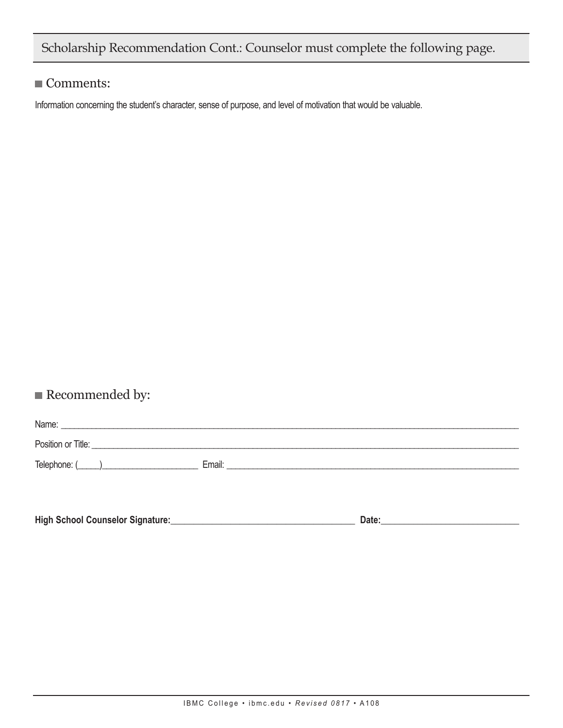## Scholarship Recommendation Cont.: Counselor must complete the following page.

### Comments:

Information concerning the student's character, sense of purpose, and level of motivation that would be valuable.

### Recommended by:

Name: ___________________________________________________________________________

Position or Title: _______________________________________________________________________

Telephone: (_____)_____________________ Email: ___________________________________________________________

**High School Counselor Signature:**_______________________________________ **Date:**_____________________________